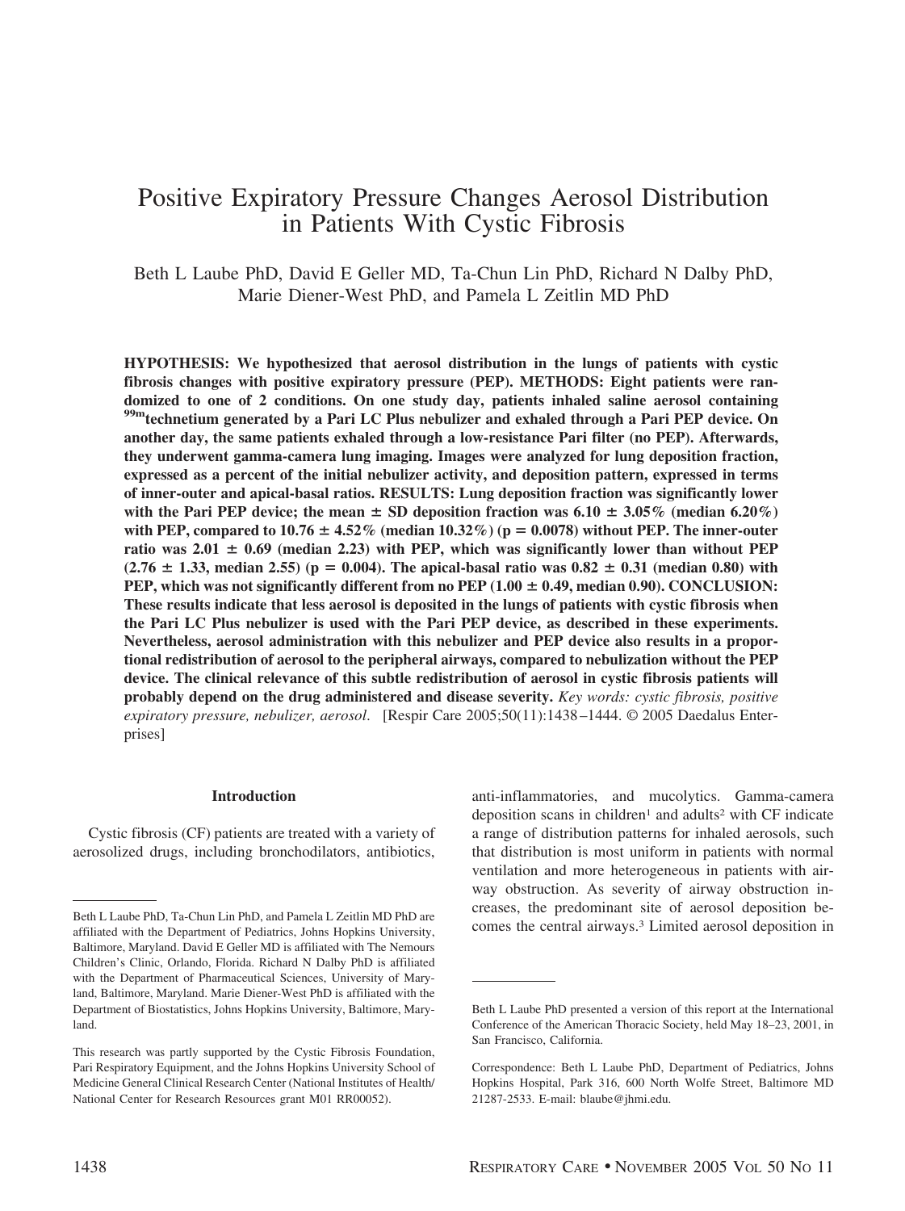# Positive Expiratory Pressure Changes Aerosol Distribution in Patients With Cystic Fibrosis

Beth L Laube PhD, David E Geller MD, Ta-Chun Lin PhD, Richard N Dalby PhD, Marie Diener-West PhD, and Pamela L Zeitlin MD PhD

**HYPOTHESIS: We hypothesized that aerosol distribution in the lungs of patients with cystic fibrosis changes with positive expiratory pressure (PEP). METHODS: Eight patients were randomized to one of 2 conditions. On one study day, patients inhaled saline aerosol containing $^{99m}$technetium generated by a Pari LC Plus nebulizer and exhaled through a Pari PEP device. On another day, the same patients exhaled through a low-resistance Pari filter (no PEP). Afterwards, they underwent gamma-camera lung imaging. Images were analyzed for lung deposition fraction, expressed as a percent of the initial nebulizer activity, and deposition pattern, expressed in terms of inner-outer and apical-basal ratios. RESULTS: Lung deposition fraction was significantly lower with the Pari PEP device; the mean ± SD deposition fraction was 6.10 ± 3.05% (median 6.20%) with PEP, compared to 10.76 ± 4.52% (median 10.32%) (p = 0.0078) without PEP. The inner-outer ratio was 2.01 ± 0.69 (median 2.23) with PEP, which was significantly lower than without PEP (2.76 ± 1.33, median 2.55) (p = 0.004). The apical-basal ratio was 0.82 ± 0.31 (median 0.80) with PEP, which was not significantly different from no PEP (1.00 ± 0.49, median 0.90). CONCLUSION: These results indicate that less aerosol is deposited in the lungs of patients with cystic fibrosis when the Pari LC Plus nebulizer is used with the Pari PEP device, as described in these experiments. Nevertheless, aerosol administration with this nebulizer and PEP device also results in a proportional redistribution of aerosol to the peripheral airways, compared to nebulization without the PEP device. The clinical relevance of this subtle redistribution of aerosol in cystic fibrosis patients will probably depend on the drug administered and disease severity.** *Key words: cystic fibrosis, positive expiratory pressure, nebulizer, aerosol*. [Respir Care 2005;50(11):1438–1444. © 2005 Daedalus Enterprises]

## Introduction

Cystic fibrosis (CF) patients are treated with a variety of aerosolized drugs, including bronchodilators, antibiotics, anti-inflammatories, and mucolytics. Gamma-camera deposition scans in children[1] and adults[2] with CF indicate a range of distribution patterns for inhaled aerosols, such that distribution is most uniform in patients with normal ventilation and more heterogeneous in patients with airway obstruction. As severity of airway obstruction increases, the predominant site of aerosol deposition becomes the central airways.[3] Limited aerosol deposition in

---

Beth L Laube PhD, Ta-Chun Lin PhD, and Pamela L Zeitlin MD PhD are affiliated with the Department of Pediatrics, Johns Hopkins University, Baltimore, Maryland. David E Geller MD is affiliated with The Nemours Children's Clinic, Orlando, Florida. Richard N Dalby PhD is affiliated with the Department of Pharmaceutical Sciences, University of Maryland, Baltimore, Maryland. Marie Diener-West PhD is affiliated with the Department of Biostatistics, Johns Hopkins University, Baltimore, Maryland.

This research was partly supported by the Cystic Fibrosis Foundation, Pari Respiratory Equipment, and the Johns Hopkins University School of Medicine General Clinical Research Center (National Institutes of Health/National Center for Research Resources grant M01 RR00052).

Beth L Laube PhD presented a version of this report at the International Conference of the American Thoracic Society, held May 18–23, 2001, in San Francisco, California.

Correspondence: Beth L Laube PhD, Department of Pediatrics, Johns Hopkins Hospital, Park 316, 600 North Wolfe Street, Baltimore MD 21287-2533. E-mail: blaube@jhmi.edu.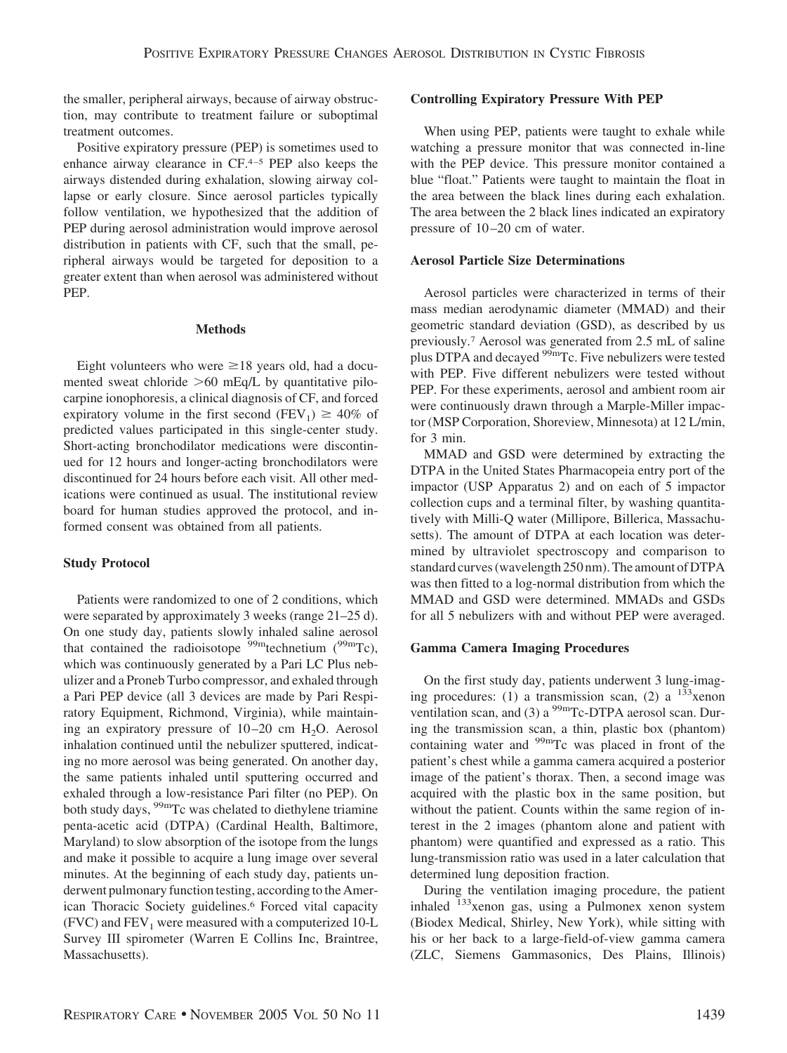the smaller, peripheral airways, because of airway obstruction, may contribute to treatment failure or suboptimal treatment outcomes.

Positive expiratory pressure (PEP) is sometimes used to enhance airway clearance in CF.[4–5] PEP also keeps the airways distended during exhalation, slowing airway collapse or early closure. Since aerosol particles typically follow ventilation, we hypothesized that the addition of PEP during aerosol administration would improve aerosol distribution in patients with CF, such that the small, peripheral airways would be targeted for deposition to a greater extent than when aerosol was administered without PEP.

## Methods

Eight volunteers who were ≥18 years old, had a documented sweat chloride >60 mEq/L by quantitative pilocarpine ionophoresis, a clinical diagnosis of CF, and forced expiratory volume in the first second ($FEV_1$) ≥ 40% of predicted values participated in this single-center study. Short-acting bronchodilator medications were discontinued for 12 hours and longer-acting bronchodilators were discontinued for 24 hours before each visit. All other medications were continued as usual. The institutional review board for human studies approved the protocol, and informed consent was obtained from all patients.

### Study Protocol

Patients were randomized to one of 2 conditions, which were separated by approximately 3 weeks (range 21–25 d). On one study day, patients slowly inhaled saline aerosol that contained the radioisotope $^{99m}$technetium ($^{99m}$Tc), which was continuously generated by a Pari LC Plus nebulizer and a Proneb Turbo compressor, and exhaled through a Pari PEP device (all 3 devices are made by Pari Respiratory Equipment, Richmond, Virginia), while maintaining an expiratory pressure of 10–20 cm $H_2O$. Aerosol inhalation continued until the nebulizer sputtered, indicating no more aerosol was being generated. On another day, the same patients inhaled until sputtering occurred and exhaled through a low-resistance Pari filter (no PEP). On both study days, $^{99m}$Tc was chelated to diethylene triamine penta-acetic acid (DTPA) (Cardinal Health, Baltimore, Maryland) to slow absorption of the isotope from the lungs and make it possible to acquire a lung image over several minutes. At the beginning of each study day, patients underwent pulmonary function testing, according to the American Thoracic Society guidelines.[6] Forced vital capacity (FVC) and $FEV_1$ were measured with a computerized 10-L Survey III spirometer (Warren E Collins Inc, Braintree, Massachusetts).

### Controlling Expiratory Pressure With PEP

When using PEP, patients were taught to exhale while watching a pressure monitor that was connected in-line with the PEP device. This pressure monitor contained a blue "float." Patients were taught to maintain the float in the area between the black lines during each exhalation. The area between the 2 black lines indicated an expiratory pressure of 10–20 cm of water.

### Aerosol Particle Size Determinations

Aerosol particles were characterized in terms of their mass median aerodynamic diameter (MMAD) and their geometric standard deviation (GSD), as described by us previously.[7] Aerosol was generated from 2.5 mL of saline plus DTPA and decayed $^{99m}$Tc. Five nebulizers were tested with PEP. Five different nebulizers were tested without PEP. For these experiments, aerosol and ambient room air were continuously drawn through a Marple-Miller impactor (MSP Corporation, Shoreview, Minnesota) at 12 L/min, for 3 min.

MMAD and GSD were determined by extracting the DTPA in the United States Pharmacopeia entry port of the impactor (USP Apparatus 2) and on each of 5 impactor collection cups and a terminal filter, by washing quantitatively with Milli-Q water (Millipore, Billerica, Massachusetts). The amount of DTPA at each location was determined by ultraviolet spectroscopy and comparison to standard curves (wavelength 250 nm). The amount of DTPA was then fitted to a log-normal distribution from which the MMAD and GSD were determined. MMADs and GSDs for all 5 nebulizers with and without PEP were averaged.

### Gamma Camera Imaging Procedures

On the first study day, patients underwent 3 lung-imaging procedures: (1) a transmission scan, (2) a $^{133}$xenon ventilation scan, and (3) a $^{99m}$Tc-DTPA aerosol scan. During the transmission scan, a thin, plastic box (phantom) containing water and $^{99m}$Tc was placed in front of the patient's chest while a gamma camera acquired a posterior image of the patient's thorax. Then, a second image was acquired with the plastic box in the same position, but without the patient. Counts within the same region of interest in the 2 images (phantom alone and patient with phantom) were quantified and expressed as a ratio. This lung-transmission ratio was used in a later calculation that determined lung deposition fraction.

During the ventilation imaging procedure, the patient inhaled $^{133}$xenon gas, using a Pulmonex xenon system (Biodex Medical, Shirley, New York), while sitting with his or her back to a large-field-of-view gamma camera (ZLC, Siemens Gammasonics, Des Plains, Illinois)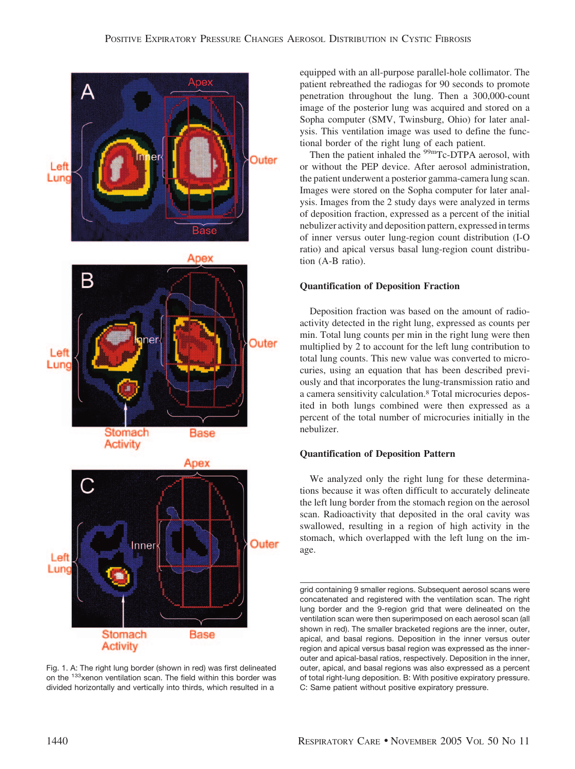Fig. 1. A: The right lung border (shown in red) was first delineated on the $^{133}$xenon ventilation scan. The field within this border was divided horizontally and vertically into thirds, which resulted in a grid containing 9 smaller regions. Subsequent aerosol scans were concatenated and registered with the ventilation scan. The right lung border and the 9-region grid that were delineated on the ventilation scan were then superimposed on each aerosol scan (all shown in red). The smaller bracketed regions are the inner, outer, apical, and basal regions. Deposition in the inner versus outer region and apical versus basal region was expressed as the inner-outer and apical-basal ratios, respectively. Deposition in the inner, outer, apical, and basal regions was also expressed as a percent of total right-lung deposition. B: With positive expiratory pressure. C: Same patient without positive expiratory pressure.

equipped with an all-purpose parallel-hole collimator. The patient rebreathed the radiogas for 90 seconds to promote penetration throughout the lung. Then a 300,000-count image of the posterior lung was acquired and stored on a Sopha computer (SMV, Twinsburg, Ohio) for later analysis. This ventilation image was used to define the functional border of the right lung of each patient.

Then the patient inhaled the $^{99m}$Tc-DTPA aerosol, with or without the PEP device. After aerosol administration, the patient underwent a posterior gamma-camera lung scan. Images were stored on the Sopha computer for later analysis. Images from the 2 study days were analyzed in terms of deposition fraction, expressed as a percent of the initial nebulizer activity and deposition pattern, expressed in terms of inner versus outer lung-region count distribution (I-O ratio) and apical versus basal lung-region count distribution (A-B ratio).

### Quantification of Deposition Fraction

Deposition fraction was based on the amount of radioactivity detected in the right lung, expressed as counts per min. Total lung counts per min in the right lung were then multiplied by 2 to account for the left lung contribution to total lung counts. This new value was converted to microcuries, using an equation that has been described previously and that incorporates the lung-transmission ratio and a camera sensitivity calculation.[8] Total microcuries deposited in both lungs combined were then expressed as a percent of the total number of microcuries initially in the nebulizer.

### Quantification of Deposition Pattern

We analyzed only the right lung for these determinations because it was often difficult to accurately delineate the left lung border from the stomach region on the aerosol scan. Radioactivity that deposited in the oral cavity was swallowed, resulting in a region of high activity in the stomach, which overlapped with the left lung on the image.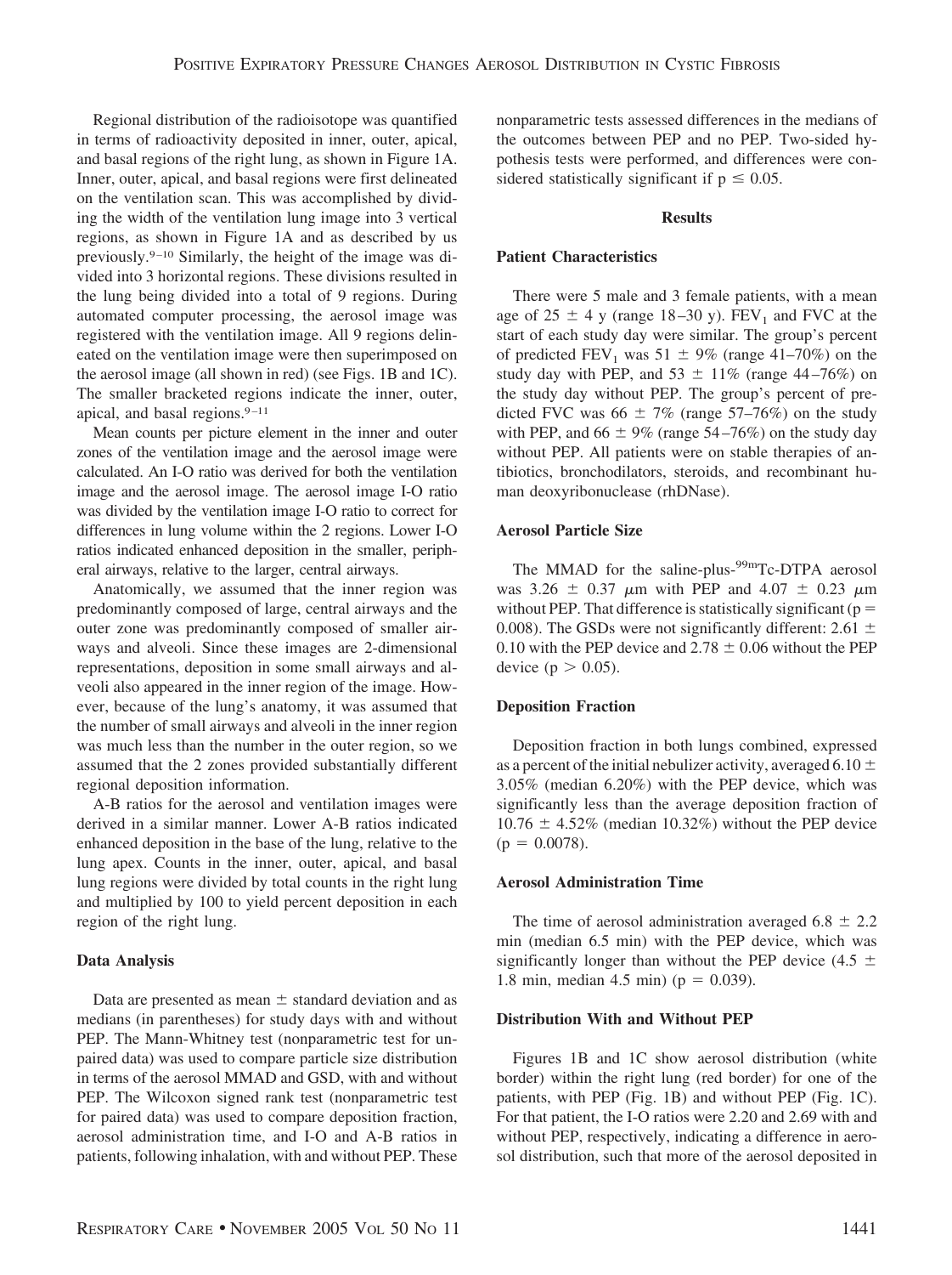Regional distribution of the radioisotope was quantified in terms of radioactivity deposited in inner, outer, apical, and basal regions of the right lung, as shown in Figure 1A. Inner, outer, apical, and basal regions were first delineated on the ventilation scan. This was accomplished by dividing the width of the ventilation lung image into 3 vertical regions, as shown in Figure 1A and as described by us previously.[9–10] Similarly, the height of the image was divided into 3 horizontal regions. These divisions resulted in the lung being divided into a total of 9 regions. During automated computer processing, the aerosol image was registered with the ventilation image. All 9 regions delineated on the ventilation image were then superimposed on the aerosol image (all shown in red) (see Figs. 1B and 1C). The smaller bracketed regions indicate the inner, outer, apical, and basal regions.[9–11]

Mean counts per picture element in the inner and outer zones of the ventilation image and the aerosol image were calculated. An I-O ratio was derived for both the ventilation image and the aerosol image. The aerosol image I-O ratio was divided by the ventilation image I-O ratio to correct for differences in lung volume within the 2 regions. Lower I-O ratios indicated enhanced deposition in the smaller, peripheral airways, relative to the larger, central airways.

Anatomically, we assumed that the inner region was predominantly composed of large, central airways and the outer zone was predominantly composed of smaller airways and alveoli. Since these images are 2-dimensional representations, deposition in some small airways and alveoli also appeared in the inner region of the image. However, because of the lung's anatomy, it was assumed that the number of small airways and alveoli in the inner region was much less than the number in the outer region, so we assumed that the 2 zones provided substantially different regional deposition information.

A-B ratios for the aerosol and ventilation images were derived in a similar manner. Lower A-B ratios indicated enhanced deposition in the base of the lung, relative to the lung apex. Counts in the inner, outer, apical, and basal lung regions were divided by total counts in the right lung and multiplied by 100 to yield percent deposition in each region of the right lung.

### Data Analysis

Data are presented as mean ± standard deviation and as medians (in parentheses) for study days with and without PEP. The Mann-Whitney test (nonparametric test for unpaired data) was used to compare particle size distribution in terms of the aerosol MMAD and GSD, with and without PEP. The Wilcoxon signed rank test (nonparametric test for paired data) was used to compare deposition fraction, aerosol administration time, and I-O and A-B ratios in patients, following inhalation, with and without PEP. These nonparametric tests assessed differences in the medians of the outcomes between PEP and no PEP. Two-sided hypothesis tests were performed, and differences were considered statistically significant if $p \leq 0.05$.

## Results

### Patient Characteristics

There were 5 male and 3 female patients, with a mean age of 25 ± 4 y (range 18–30 y). $FEV_1$ and FVC at the start of each study day were similar. The group's percent of predicted $FEV_1$ was 51 ± 9% (range 41–70%) on the study day with PEP, and 53 ± 11% (range 44–76%) on the study day without PEP. The group's percent of predicted FVC was 66 ± 7% (range 57–76%) on the study with PEP, and 66 ± 9% (range 54–76%) on the study day without PEP. All patients were on stable therapies of antibiotics, bronchodilators, steroids, and recombinant human deoxyribonuclease (rhDNase).

### Aerosol Particle Size

The MMAD for the saline-plus-$^{99m}$Tc-DTPA aerosol was 3.26 ± 0.37 μm with PEP and 4.07 ± 0.23 μm without PEP. That difference is statistically significant ($p = 0.008$). The GSDs were not significantly different: 2.61 ± 0.10 with the PEP device and 2.78 ± 0.06 without the PEP device ($p > 0.05$).

### Deposition Fraction

Deposition fraction in both lungs combined, expressed as a percent of the initial nebulizer activity, averaged 6.10 ± 3.05% (median 6.20%) with the PEP device, which was significantly less than the average deposition fraction of 10.76 ± 4.52% (median 10.32%) without the PEP device ($p = 0.0078$).

### Aerosol Administration Time

The time of aerosol administration averaged 6.8 ± 2.2 min (median 6.5 min) with the PEP device, which was significantly longer than without the PEP device (4.5 ± 1.8 min, median 4.5 min) ($p = 0.039$).

### Distribution With and Without PEP

Figures 1B and 1C show aerosol distribution (white border) within the right lung (red border) for one of the patients, with PEP (Fig. 1B) and without PEP (Fig. 1C). For that patient, the I-O ratios were 2.20 and 2.69 with and without PEP, respectively, indicating a difference in aerosol distribution, such that more of the aerosol deposited in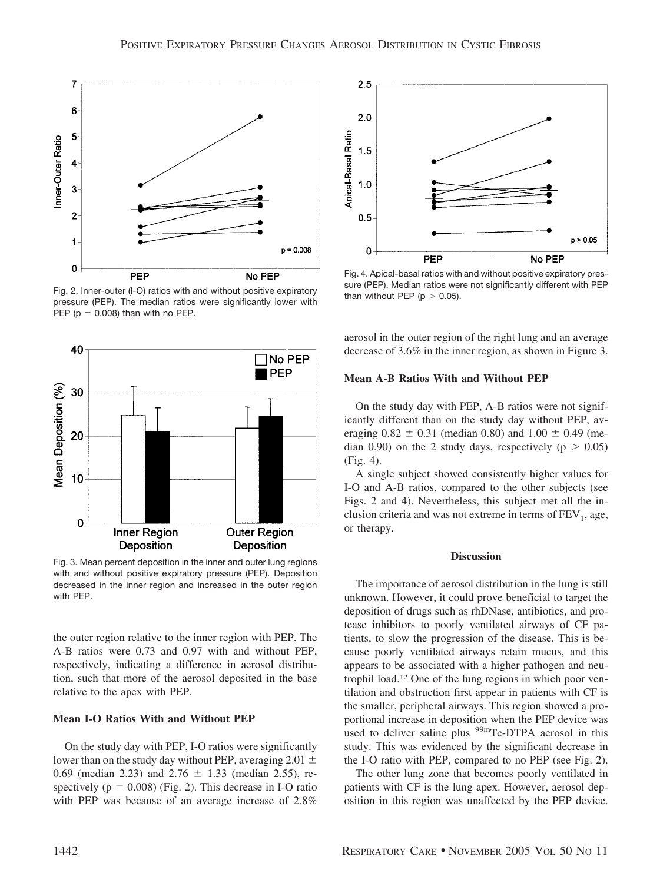Fig. 2. Inner-outer (I-O) ratios with and without positive expiratory pressure (PEP). The median ratios were significantly lower with PEP ($p = 0.008$) than with no PEP.

Fig. 3. Mean percent deposition in the inner and outer lung regions with and without positive expiratory pressure (PEP). Deposition decreased in the inner region and increased in the outer region with PEP.

Fig. 4. Apical-basal ratios with and without positive expiratory pressure (PEP). Median ratios were not significantly different with PEP than without PEP ($p > 0.05$).

the outer region relative to the inner region with PEP. The A-B ratios were 0.73 and 0.97 with and without PEP, respectively, indicating a difference in aerosol distribution, such that more of the aerosol deposited in the base relative to the apex with PEP.

### Mean I-O Ratios With and Without PEP

On the study day with PEP, I-O ratios were significantly lower than on the study day without PEP, averaging $2.01 \pm 0.69$ (median 2.23) and $2.76 \pm 1.33$ (median 2.55), respectively ($p = 0.008$) (Fig. 2). This decrease in I-O ratio with PEP was because of an average increase of 2.8% aerosol in the outer region of the right lung and an average decrease of 3.6% in the inner region, as shown in Figure 3.

### Mean A-B Ratios With and Without PEP

On the study day with PEP, A-B ratios were not significantly different than on the study day without PEP, averaging $0.82 \pm 0.31$ (median 0.80) and $1.00 \pm 0.49$ (median 0.90) on the 2 study days, respectively ($p > 0.05$) (Fig. 4).

A single subject showed consistently higher values for I-O and A-B ratios, compared to the other subjects (see Figs. 2 and 4). Nevertheless, this subject met all the inclusion criteria and was not extreme in terms of $FEV_1$, age, or therapy.

## Discussion

The importance of aerosol distribution in the lung is still unknown. However, it could prove beneficial to target the deposition of drugs such as rhDNase, antibiotics, and protease inhibitors to poorly ventilated airways of CF patients, to slow the progression of the disease. This is because poorly ventilated airways retain mucus, and this appears to be associated with a higher pathogen and neutrophil load.[12] One of the lung regions in which poor ventilation and obstruction first appear in patients with CF is the smaller, peripheral airways. This region showed a proportional increase in deposition when the PEP device was used to deliver saline plus $^{99m}$Tc-DTPA aerosol in this study. This was evidenced by the significant decrease in the I-O ratio with PEP, compared to no PEP (see Fig. 2).

The other lung zone that becomes poorly ventilated in patients with CF is the lung apex. However, aerosol deposition in this region was unaffected by the PEP device.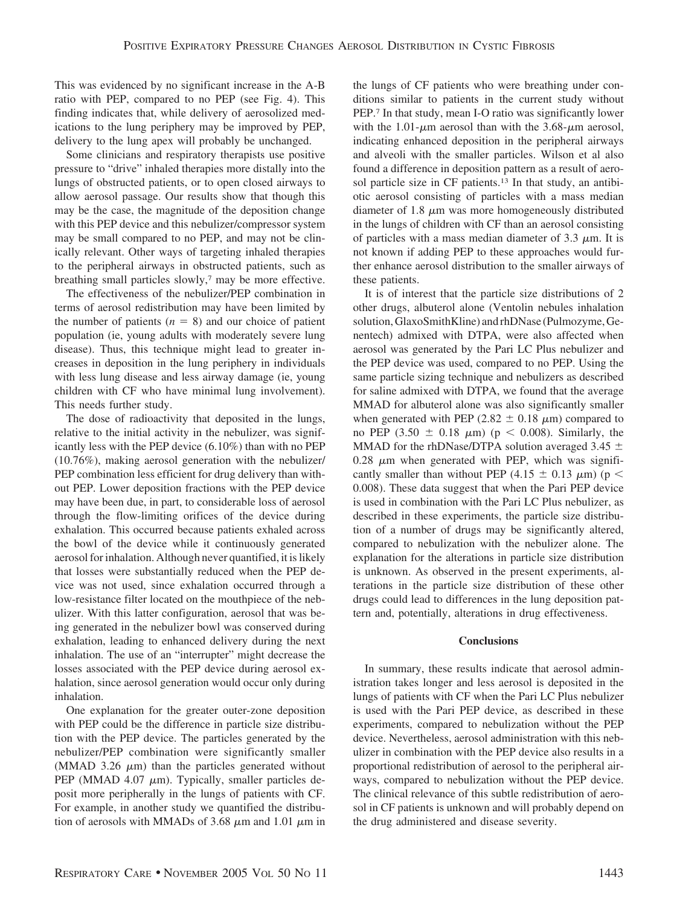This was evidenced by no significant increase in the A-B ratio with PEP, compared to no PEP (see Fig. 4). This finding indicates that, while delivery of aerosolized medications to the lung periphery may be improved by PEP, delivery to the lung apex will probably be unchanged.

Some clinicians and respiratory therapists use positive pressure to "drive" inhaled therapies more distally into the lungs of obstructed patients, or to open closed airways to allow aerosol passage. Our results show that though this may be the case, the magnitude of the deposition change with this PEP device and this nebulizer/compressor system may be small compared to no PEP, and may not be clinically relevant. Other ways of targeting inhaled therapies to the peripheral airways in obstructed patients, such as breathing small particles slowly,[7] may be more effective.

The effectiveness of the nebulizer/PEP combination in terms of aerosol redistribution may have been limited by the number of patients ($n = 8$) and our choice of patient population (ie, young adults with moderately severe lung disease). Thus, this technique might lead to greater increases in deposition in the lung periphery in individuals with less lung disease and less airway damage (ie, young children with CF who have minimal lung involvement). This needs further study.

The dose of radioactivity that deposited in the lungs, relative to the initial activity in the nebulizer, was significantly less with the PEP device (6.10%) than with no PEP (10.76%), making aerosol generation with the nebulizer/PEP combination less efficient for drug delivery than without PEP. Lower deposition fractions with the PEP device may have been due, in part, to considerable loss of aerosol through the flow-limiting orifices of the device during exhalation. This occurred because patients exhaled across the bowl of the device while it continuously generated aerosol for inhalation. Although never quantified, it is likely that losses were substantially reduced when the PEP device was not used, since exhalation occurred through a low-resistance filter located on the mouthpiece of the nebulizer. With this latter configuration, aerosol that was being generated in the nebulizer bowl was conserved during exhalation, leading to enhanced delivery during the next inhalation. The use of an "interrupter" might decrease the losses associated with the PEP device during aerosol exhalation, since aerosol generation would occur only during inhalation.

One explanation for the greater outer-zone deposition with PEP could be the difference in particle size distribution with the PEP device. The particles generated by the nebulizer/PEP combination were significantly smaller (MMAD 3.26 μm) than the particles generated without PEP (MMAD 4.07 μm). Typically, smaller particles deposit more peripherally in the lungs of patients with CF. For example, in another study we quantified the distribution of aerosols with MMADs of 3.68 μm and 1.01 μm in the lungs of CF patients who were breathing under conditions similar to patients in the current study without PEP.[7] In that study, mean I-O ratio was significantly lower with the 1.01-μm aerosol than with the 3.68-μm aerosol, indicating enhanced deposition in the peripheral airways and alveoli with the smaller particles. Wilson et al also found a difference in deposition pattern as a result of aerosol particle size in CF patients.[13] In that study, an antibiotic aerosol consisting of particles with a mass median diameter of 1.8 μm was more homogeneously distributed in the lungs of children with CF than an aerosol consisting of particles with a mass median diameter of 3.3 μm. It is not known if adding PEP to these approaches would further enhance aerosol distribution to the smaller airways of these patients.

It is of interest that the particle size distributions of 2 other drugs, albuterol alone (Ventolin nebules inhalation solution, GlaxoSmithKline) and rhDNase (Pulmozyme, Genentech) admixed with DTPA, were also affected when aerosol was generated by the Pari LC Plus nebulizer and the PEP device was used, compared to no PEP. Using the same particle sizing technique and nebulizers as described for saline admixed with DTPA, we found that the average MMAD for albuterol alone was also significantly smaller when generated with PEP ($2.82 \pm 0.18$ μm) compared to no PEP ($3.50 \pm 0.18$ μm) ($p < 0.008$). Similarly, the MMAD for the rhDNase/DTPA solution averaged $3.45 \pm 0.28$ μm when generated with PEP, which was significantly smaller than without PEP ($4.15 \pm 0.13$ μm) ($p < 0.008$). These data suggest that when the Pari PEP device is used in combination with the Pari LC Plus nebulizer, as described in these experiments, the particle size distribution of a number of drugs may be significantly altered, compared to nebulization with the nebulizer alone. The explanation for the alterations in particle size distribution is unknown. As observed in the present experiments, alterations in the particle size distribution of these other drugs could lead to differences in the lung deposition pattern and, potentially, alterations in drug effectiveness.

## Conclusions

In summary, these results indicate that aerosol administration takes longer and less aerosol is deposited in the lungs of patients with CF when the Pari LC Plus nebulizer is used with the Pari PEP device, as described in these experiments, compared to nebulization without the PEP device. Nevertheless, aerosol administration with this nebulizer in combination with the PEP device also results in a proportional redistribution of aerosol to the peripheral airways, compared to nebulization without the PEP device. The clinical relevance of this subtle redistribution of aerosol in CF patients is unknown and will probably depend on the drug administered and disease severity.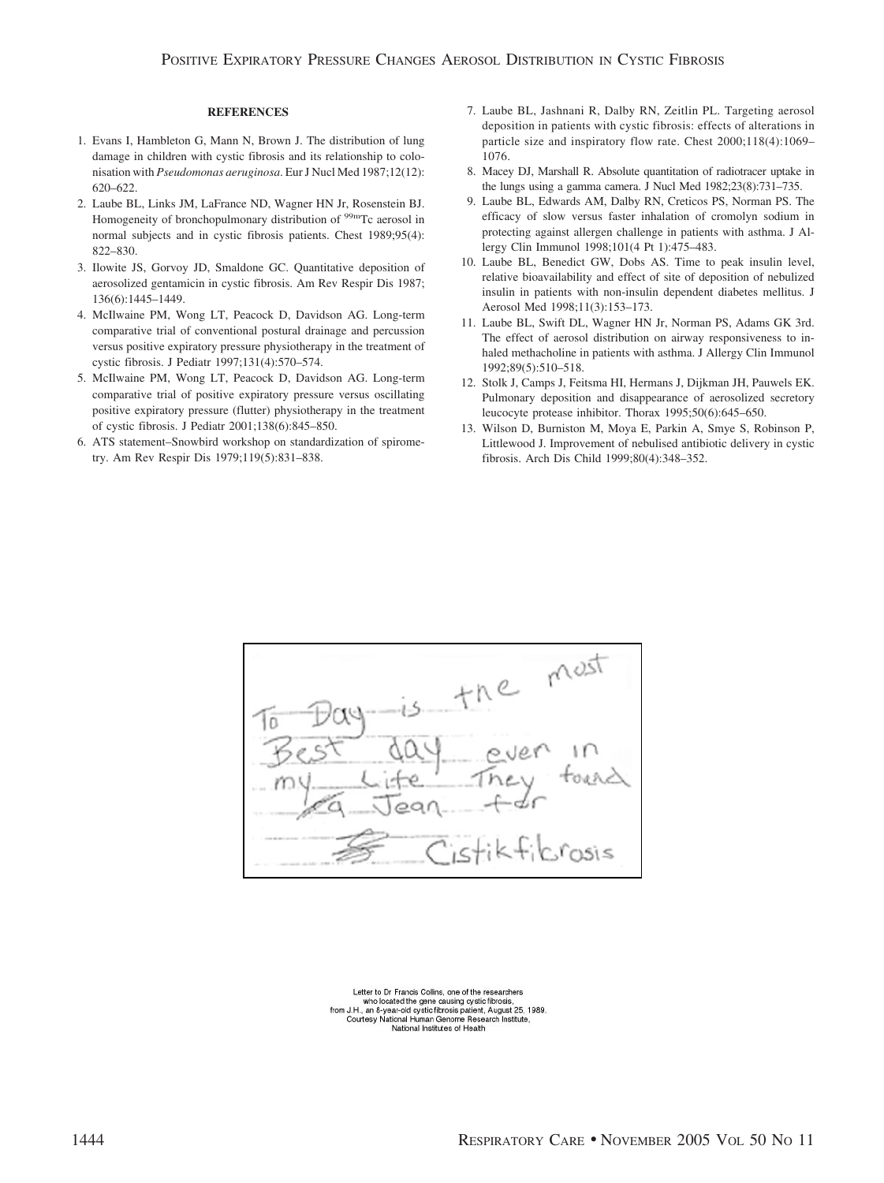## REFERENCES

1. Evans I, Hambleton G, Mann N, Brown J. The distribution of lung damage in children with cystic fibrosis and its relationship to colonisation with *Pseudomonas aeruginosa*. Eur J Nucl Med 1987;12(12): 620–622.
2. Laube BL, Links JM, LaFrance ND, Wagner HN Jr, Rosenstein BJ. Homogeneity of bronchopulmonary distribution of $^{99m}$Tc aerosol in normal subjects and in cystic fibrosis patients. Chest 1989;95(4): 822–830.
3. Ilowite JS, Gorvoy JD, Smaldone GC. Quantitative deposition of aerosolized gentamicin in cystic fibrosis. Am Rev Respir Dis 1987; 136(6):1445–1449.
4. McIlwaine PM, Wong LT, Peacock D, Davidson AG. Long-term comparative trial of conventional postural drainage and percussion versus positive expiratory pressure physiotherapy in the treatment of cystic fibrosis. J Pediatr 1997;131(4):570–574.
5. McIlwaine PM, Wong LT, Peacock D, Davidson AG. Long-term comparative trial of positive expiratory pressure versus oscillating positive expiratory pressure (flutter) physiotherapy in the treatment of cystic fibrosis. J Pediatr 2001;138(6):845–850.
6. ATS statement–Snowbird workshop on standardization of spirometry. Am Rev Respir Dis 1979;119(5):831–838.
7. Laube BL, Jashnani R, Dalby RN, Zeitlin PL. Targeting aerosol deposition in patients with cystic fibrosis: effects of alterations in particle size and inspiratory flow rate. Chest 2000;118(4):1069–1076.
8. Macey DJ, Marshall R. Absolute quantitation of radiotracer uptake in the lungs using a gamma camera. J Nucl Med 1982;23(8):731–735.
9. Laube BL, Edwards AM, Dalby RN, Creticos PS, Norman PS. The efficacy of slow versus faster inhalation of cromolyn sodium in protecting against allergen challenge in patients with asthma. J Allergy Clin Immunol 1998;101(4 Pt 1):475–483.
10. Laube BL, Benedict GW, Dobs AS. Time to peak insulin level, relative bioavailability and effect of site of deposition of nebulized insulin in patients with non-insulin dependent diabetes mellitus. J Aerosol Med 1998;11(3):153–173.
11. Laube BL, Swift DL, Wagner HN Jr, Norman PS, Adams GK 3rd. The effect of aerosol distribution on airway responsiveness to inhaled methacholine in patients with asthma. J Allergy Clin Immunol 1992;89(5):510–518.
12. Stolk J, Camps J, Feitsma HI, Hermans J, Dijkman JH, Pauwels EK. Pulmonary deposition and disappearance of aerosolized secretory leucocyte protease inhibitor. Thorax 1995;50(6):645–650.
13. Wilson D, Burniston M, Moya E, Parkin A, Smye S, Robinson P, Littlewood J. Improvement of nebulised antibiotic delivery in cystic fibrosis. Arch Dis Child 1999;80(4):348–352.

To Day is the most Best day ever in my Life They found a Jean for Cistikfibrosis

Letter to Dr Francis Collins, one of the researchers who located the gene causing cystic fibrosis, from J.H., an 8-year-old cystic fibrosis patient, August 25, 1989. Courtesy National Human Genome Research Institute, National Institutes of Health